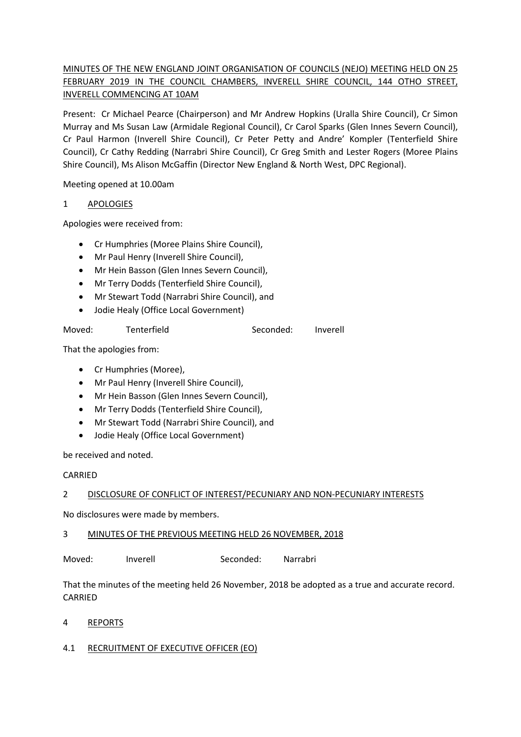MINUTES OF THE NEW ENGLAND JOINT ORGANISATION OF COUNCILS (NEJO) MEETING HELD ON 25 FEBRUARY 2019 IN THE COUNCIL CHAMBERS, INVERELL SHIRE COUNCIL, 144 OTHO STREET, INVERELL COMMENCING AT 10AM

Present: Cr Michael Pearce (Chairperson) and Mr Andrew Hopkins (Uralla Shire Council), Cr Simon Murray and Ms Susan Law (Armidale Regional Council), Cr Carol Sparks (Glen Innes Severn Council), Cr Paul Harmon (Inverell Shire Council), Cr Peter Petty and Andre' Kompler (Tenterfield Shire Council), Cr Cathy Redding (Narrabri Shire Council), Cr Greg Smith and Lester Rogers (Moree Plains Shire Council), Ms Alison McGaffin (Director New England & North West, DPC Regional).

Meeting opened at 10.00am

## 1 APOLOGIES

Apologies were received from:

- Cr Humphries (Moree Plains Shire Council),
- Mr Paul Henry (Inverell Shire Council),
- Mr Hein Basson (Glen Innes Severn Council),
- Mr Terry Dodds (Tenterfield Shire Council),
- Mr Stewart Todd (Narrabri Shire Council), and
- Jodie Healy (Office Local Government)

Moved: Tenterfield Seconded: Inverell

That the apologies from:

- Cr Humphries (Moree),
- Mr Paul Henry (Inverell Shire Council),
- Mr Hein Basson (Glen Innes Severn Council),
- Mr Terry Dodds (Tenterfield Shire Council),
- Mr Stewart Todd (Narrabri Shire Council), and
- Jodie Healy (Office Local Government)

be received and noted.

CARRIED

## 2 DISCLOSURE OF CONFLICT OF INTEREST/PECUNIARY AND NON-PECUNIARY INTERESTS

No disclosures were made by members.

## 3 MINUTES OF THE PREVIOUS MEETING HELD 26 NOVEMBER, 2018

Moved: Inverell Seconded: Narrabri

That the minutes of the meeting held 26 November, 2018 be adopted as a true and accurate record.
CARRIED

## 4 REPORTS

### 4.1 RECRUITMENT OF EXECUTIVE OFFICER (EO)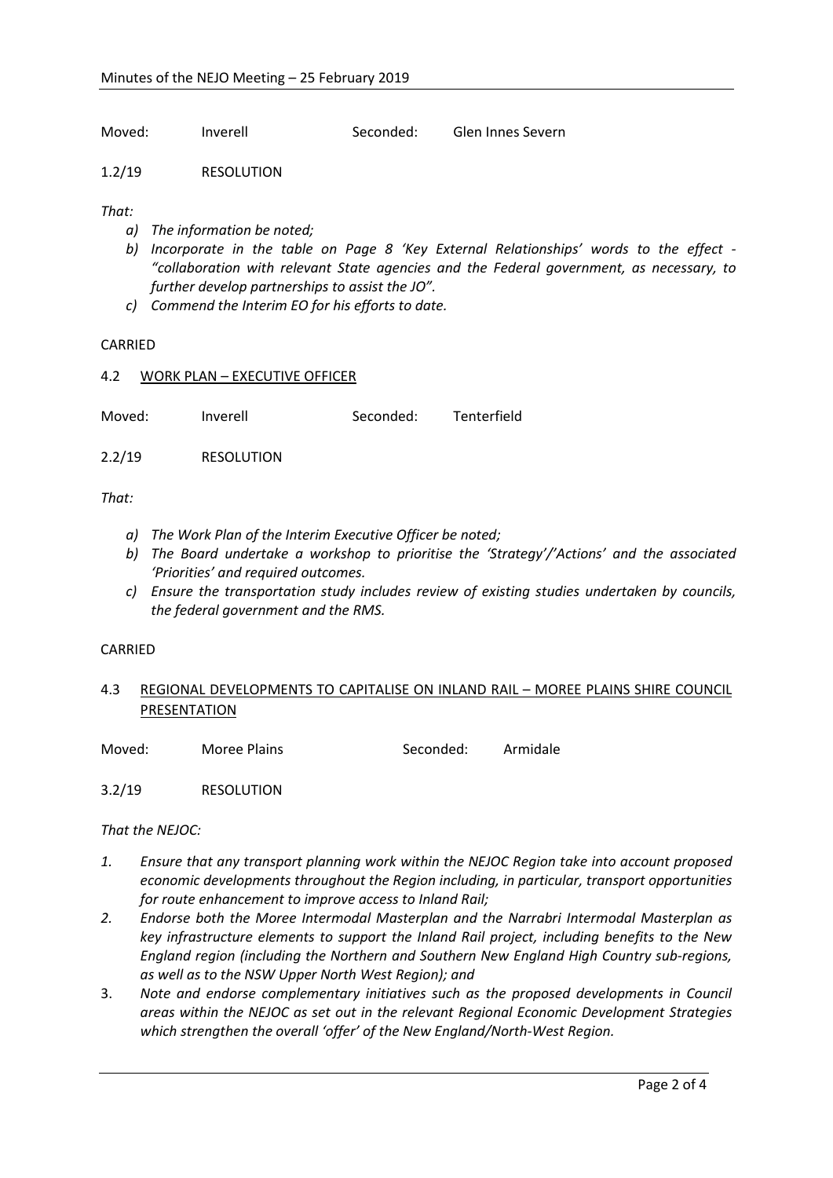Moved: Inverell Seconded: Glen Innes Severn

1.2/19 RESOLUTION

*That:*

*a) The information be noted;*

*b) Incorporate in the table on Page 8 'Key External Relationships' words to the effect - "collaboration with relevant State agencies and the Federal government, as necessary, to further develop partnerships to assist the JO".*

*c) Commend the Interim EO for his efforts to date.*

CARRIED

## 4.2 WORK PLAN – EXECUTIVE OFFICER

Moved: Inverell Seconded: Tenterfield

2.2/19 RESOLUTION

*That:*

*a) The Work Plan of the Interim Executive Officer be noted;*

*b) The Board undertake a workshop to prioritise the 'Strategy'/'Actions' and the associated 'Priorities' and required outcomes.*

*c) Ensure the transportation study includes review of existing studies undertaken by councils, the federal government and the RMS.*

CARRIED

## 4.3 REGIONAL DEVELOPMENTS TO CAPITALISE ON INLAND RAIL – MOREE PLAINS SHIRE COUNCIL PRESENTATION

Moved: Moree Plains Seconded: Armidale

3.2/19 RESOLUTION

*That the NEJOC:*

1. *Ensure that any transport planning work within the NEJOC Region take into account proposed economic developments throughout the Region including, in particular, transport opportunities for route enhancement to improve access to Inland Rail;*
2. *Endorse both the Moree Intermodal Masterplan and the Narrabri Intermodal Masterplan as key infrastructure elements to support the Inland Rail project, including benefits to the New England region (including the Northern and Southern New England High Country sub-regions, as well as to the NSW Upper North West Region); and*
3. *Note and endorse complementary initiatives such as the proposed developments in Council areas within the NEJOC as set out in the relevant Regional Economic Development Strategies which strengthen the overall 'offer' of the New England/North-West Region.*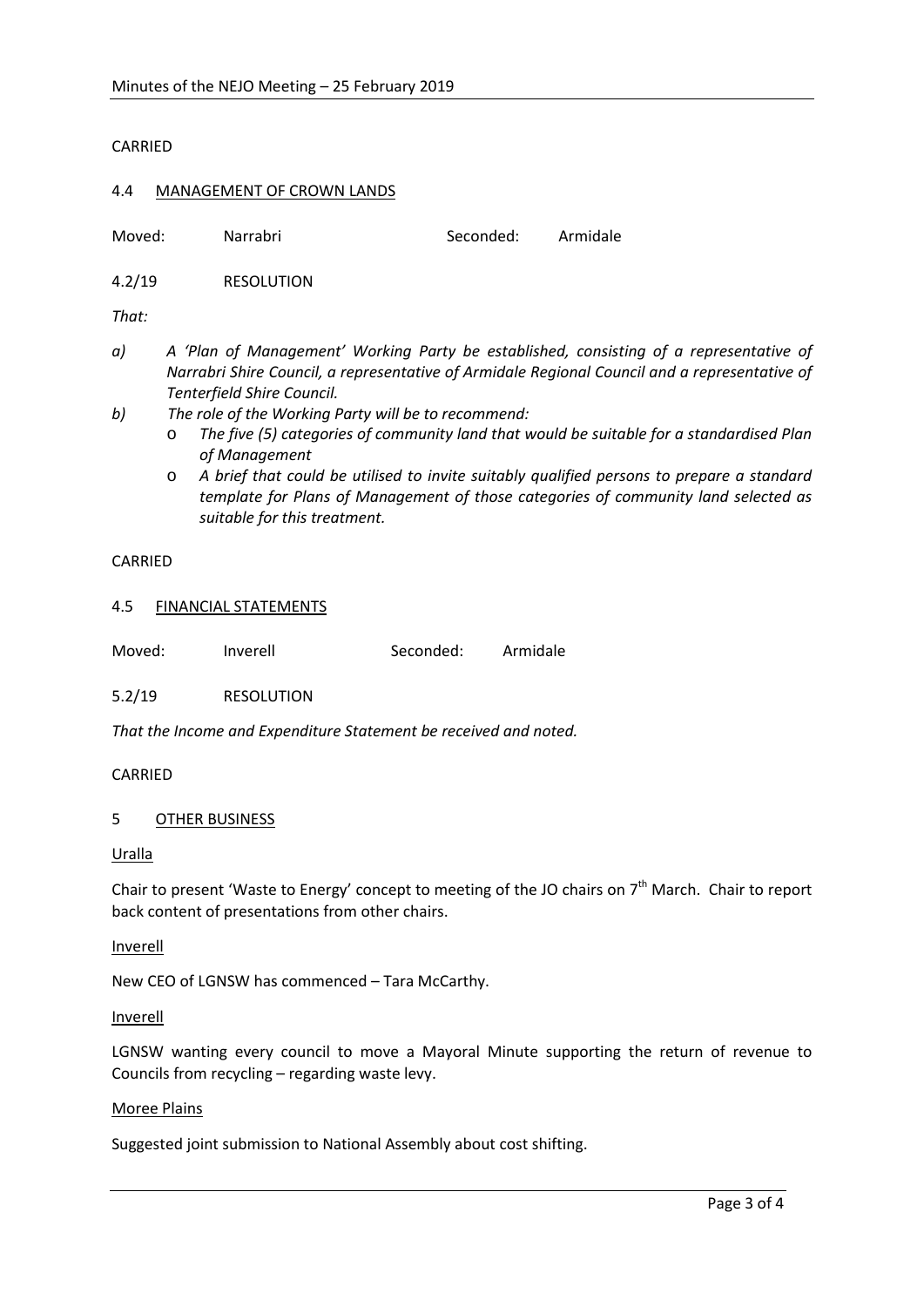CARRIED

## 4.4 MANAGEMENT OF CROWN LANDS

Moved: Narrabri Seconded: Armidale

4.2/19 RESOLUTION

*That:*

*a) A 'Plan of Management' Working Party be established, consisting of a representative of Narrabri Shire Council, a representative of Armidale Regional Council and a representative of Tenterfield Shire Council.*

*b) The role of the Working Party will be to recommend:*
- *The five (5) categories of community land that would be suitable for a standardised Plan of Management*
- *A brief that could be utilised to invite suitably qualified persons to prepare a standard template for Plans of Management of those categories of community land selected as suitable for this treatment.*

CARRIED

## 4.5 FINANCIAL STATEMENTS

Moved: Inverell Seconded: Armidale

5.2/19 RESOLUTION

*That the Income and Expenditure Statement be received and noted.*

CARRIED

## 5 OTHER BUSINESS

Uralla

Chair to present 'Waste to Energy' concept to meeting of the JO chairs on 7th March. Chair to report back content of presentations from other chairs.

Inverell

New CEO of LGNSW has commenced – Tara McCarthy.

Inverell

LGNSW wanting every council to move a Mayoral Minute supporting the return of revenue to Councils from recycling – regarding waste levy.

Moree Plains

Suggested joint submission to National Assembly about cost shifting.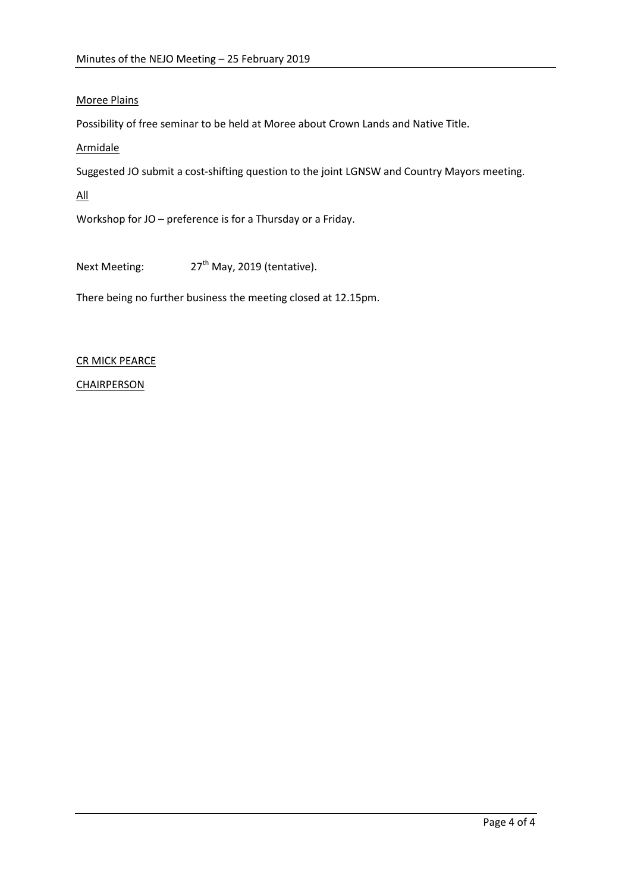Moree Plains

Possibility of free seminar to be held at Moree about Crown Lands and Native Title.

Armidale

Suggested JO submit a cost-shifting question to the joint LGNSW and Country Mayors meeting.

All

Workshop for JO – preference is for a Thursday or a Friday.

Next Meeting: 27th May, 2019 (tentative).

There being no further business the meeting closed at 12.15pm.

CR MICK PEARCE

CHAIRPERSON